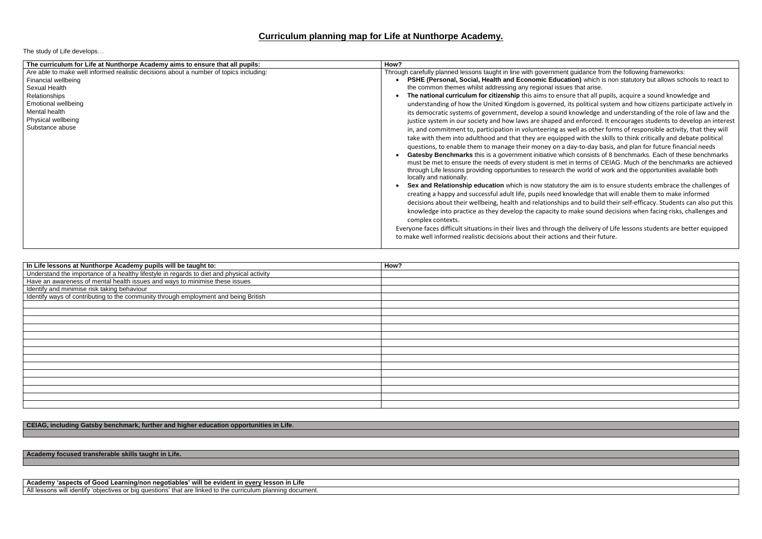# Curriculum planning map for Life at Nunthorpe Academy.

The study of Life develops…

| The curriculum for Life at Nunthorpe Academy aims to ensure that all pupils: | How? |
|---|---|
| Are able to make well informed realistic decisions about a number of topics including:<br>Financial wellbeing<br>Sexual Health<br>Relationships<br>Emotional wellbeing<br>Mental health<br>Physical wellbeing<br>Substance abuse | Through carefully planned lessons taught in line with government guidance from the following frameworks:<br>• **PSHE (Personal, Social, Health and Economic Education)** which is non statutory but allows schools to react to the common themes whilst addressing any regional issues that arise.<br>• **The national curriculum for citizenship** this aims to ensure that all pupils, acquire a sound knowledge and understanding of how the United Kingdom is governed, its political system and how citizens participate actively in its democratic systems of government, develop a sound knowledge and understanding of the role of law and the justice system in our society and how laws are shaped and enforced. It encourages students to develop an interest in, and commitment to, participation in volunteering as well as other forms of responsible activity, that they will take with them into adulthood and that they are equipped with the skills to think critically and debate political questions, to enable them to manage their money on a day-to-day basis, and plan for future financial needs<br>• **Gatesby Benchmarks** this is a government initiative which consists of 8 benchmarks. Each of these benchmarks must be met to ensure the needs of every student is met in terms of CEIAG. Much of the benchmarks are achieved through Life lessons providing opportunities to research the world of work and the opportunities available both locally and nationally.<br>• **Sex and Relationship education** which is now statutory the aim is to ensure students embrace the challenges of creating a happy and successful adult life, pupils need knowledge that will enable them to make informed decisions about their wellbeing, health and relationships and to build their self-efficacy. Students can also put this knowledge into practice as they develop the capacity to make sound decisions when facing risks, challenges and complex contexts.<br>Everyone faces difficult situations in their lives and through the delivery of Life lessons students are better equipped to make well informed realistic decisions about their actions and their future. |

| In Life lessons at Nunthorpe Academy pupils will be taught to: | How? |
|---|---|
| Understand the importance of a healthy lifestyle in regards to diet and physical activity | |
| Have an awareness of mental health issues and ways to minimise these issues | |
| Identify and minimise risk taking behaviour | |
| Identify ways of contributing to the community through employment and being British | |
| | |
| | |
| | |
| | |
| | |
| | |
| | |
| | |
| | |
| | |
| | |
| | |
| | |
| | |

| CEIAG, including Gatsby benchmark, further and higher education opportunities in Life. |
|---|
| |

| Academy focused transferable skills taught in Life. |
|---|
| |

| Academy 'aspects of Good Learning/non negotiables' will be evident in every lesson in Life |
|---|
| All lessons will identify 'objectives or big questions' that are linked to the curriculum planning document. |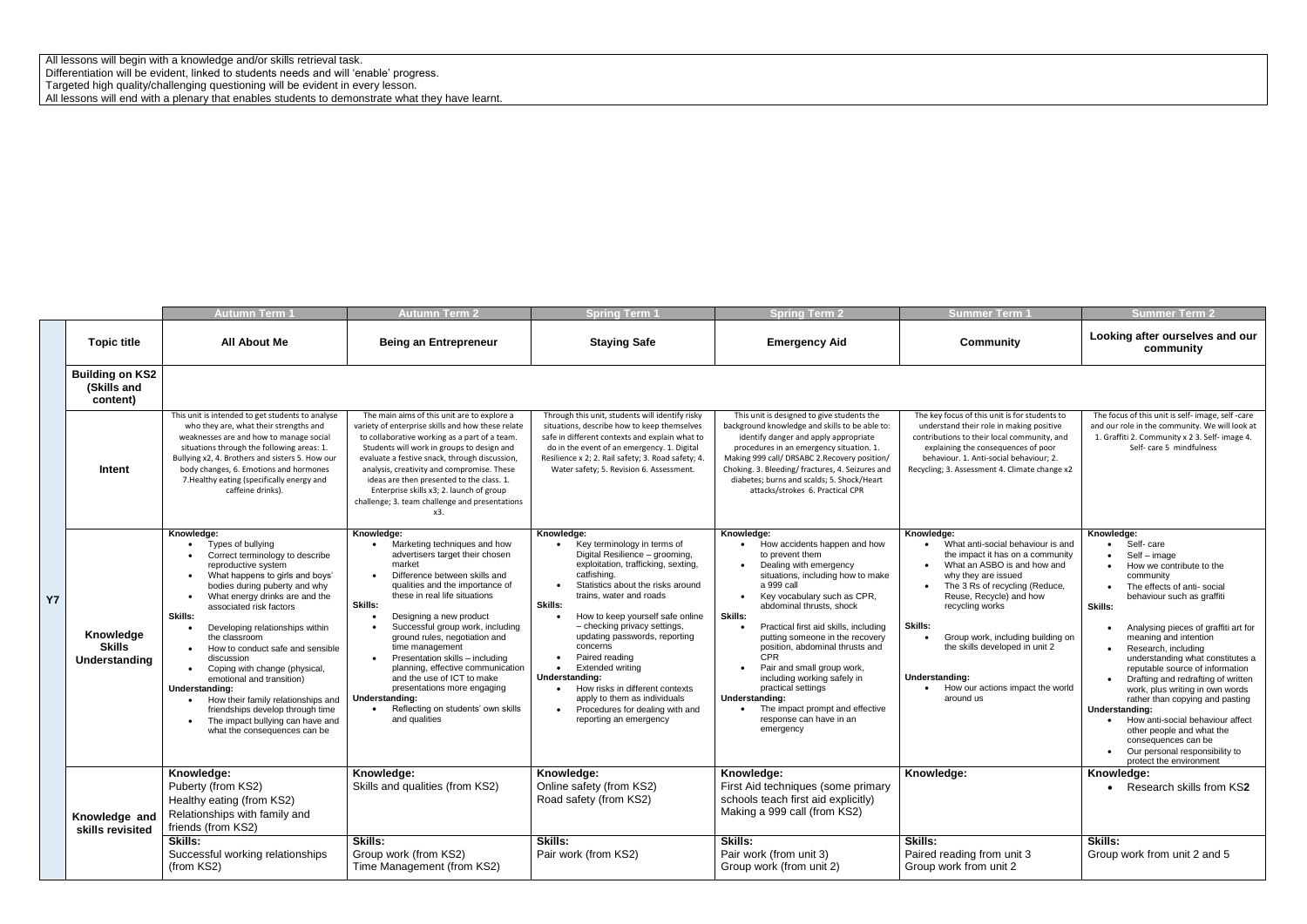All lessons will begin with a knowledge and/or skills retrieval task.
Differentiation will be evident, linked to students needs and will 'enable' progress.
Targeted high quality/challenging questioning will be evident in every lesson.
All lessons will end with a plenary that enables students to demonstrate what they have learnt.

| | | Autumn Term 1 | Autumn Term 2 | Spring Term 1 | Spring Term 2 | Summer Term 1 | Summer Term 2 |
|---|---|---|---|---|---|---|---|
| Y7 | **Topic title** | **All About Me** | **Being an Entrepreneur** | **Staying Safe** | **Emergency Aid** | **Community** | **Looking after ourselves and our community** |
| | **Building on KS2 (Skills and content)** | | | | | | |
| | **Intent** | This unit is intended to get students to analyse who they are, what their strengths and weaknesses are and how to manage social situations through the following areas: 1. Bullying x2, 4. Brothers and sisters 5. How our body changes, 6. Emotions and hormones 7.Healthy eating (specifically energy and caffeine drinks). | The main aims of this unit are to explore a variety of enterprise skills and how these relate to collaborative working as a part of a team. Students will work in groups to design and evaluate a festive snack, through discussion, analysis, creativity and compromise. These ideas are then presented to the class. 1. Enterprise skills x3; 2. launch of group challenge; 3. team challenge and presentations x3. | Through this unit, students will identify risky situations, describe how to keep themselves safe in different contexts and explain what to do in the event of an emergency. 1. Digital Resilience x 2; 2. Rail safety; 3. Road safety; 4. Water safety; 5. Revision 6. Assessment. | This unit is designed to give students the background knowledge and skills to be able to: identify danger and apply appropriate procedures in an emergency situation. 1. Making 999 call/ DRSABC 2.Recovery position/ Choking. 3. Bleeding/ fractures, 4. Seizures and diabetes; burns and scalds; 5. Shock/Heart attacks/strokes 6. Practical CPR | The key focus of this unit is for students to understand their role in making positive contributions to their local community, and explaining the consequences of poor behaviour. 1. Anti-social behaviour; 2. Recycling; 3. Assessment 4. Climate change x2 | The focus of this unit is self- image, self -care and our role in the community. We will look at 1. Graffiti 2. Community x 2 3. Self- image 4. Self- care 5 mindfulness |
| | **Knowledge Skills Understanding** | **Knowledge:**<br>• Types of bullying<br>• Correct terminology to describe reproductive system<br>• What happens to girls and boys' bodies during puberty and why<br>• What energy drinks are and the associated risk factors<br>**Skills:**<br>• Developing relationships within the classroom<br>• How to conduct safe and sensible discussion<br>• Coping with change (physical, emotional and transition)<br>**Understanding:**<br>• How their family relationships and friendships develop through time<br>• The impact bullying can have and what the consequences can be | **Knowledge:**<br>• Marketing techniques and how advertisers target their chosen market<br>• Difference between skills and qualities and the importance of these in real life situations<br>**Skills:**<br>• Designing a new product<br>• Successful group work, including ground rules, negotiation and time management<br>• Presentation skills – including planning, effective communication and the use of ICT to make presentations more engaging<br>**Understanding:**<br>• Reflecting on students' own skills and qualities | **Knowledge:**<br>• Key terminology in terms of Digital Resilience – grooming, exploitation, trafficking, sexting, catfishing.<br>• Statistics about the risks around trains, water and roads<br>**Skills:**<br>• How to keep yourself safe online – checking privacy settings, updating passwords, reporting concerns<br>• Paired reading<br>• Extended writing<br>**Understanding:**<br>• How risks in different contexts apply to them as individuals<br>• Procedures for dealing with and reporting an emergency | **Knowledge:**<br>• How accidents happen and how to prevent them<br>• Dealing with emergency situations, including how to make a 999 call<br>• Key vocabulary such as CPR, abdominal thrusts, shock<br>**Skills:**<br>• Practical first aid skills, including putting someone in the recovery position, abdominal thrusts and CPR<br>• Pair and small group work, including working safely in practical settings<br>**Understanding:**<br>• The impact prompt and effective response can have in an emergency | **Knowledge:**<br>• What anti-social behaviour is and the impact it has on a community<br>• What an ASBO is and how and why they are issued<br>• The 3 Rs of recycling (Reduce, Reuse, Recycle) and how recycling works<br>**Skills:**<br>• Group work, including building on the skills developed in unit 2<br>**Understanding:**<br>• How our actions impact the world around us | **Knowledge:**<br>• Self- care<br>• Self – image<br>• How we contribute to the community<br>• The effects of anti- social behaviour such as graffiti<br>**Skills:**<br>• Analysing pieces of graffiti art for meaning and intention<br>• Research, including understanding what constitutes a reputable source of information<br>• Drafting and redrafting of written work, plus writing in own words rather than copying and pasting<br>**Understanding:**<br>• How anti-social behaviour affect other people and what the consequences can be<br>• Our personal responsibility to protect the environment |
| | **Knowledge and skills revisited** | **Knowledge:**<br>Puberty (from KS2)<br>Healthy eating (from KS2)<br>Relationships with family and friends (from KS2) | **Knowledge:**<br>Skills and qualities (from KS2) | **Knowledge:**<br>Online safety (from KS2)<br>Road safety (from KS2) | **Knowledge:**<br>First Aid techniques (some primary schools teach first aid explicitly)<br>Making a 999 call (from KS2) | **Knowledge:** | **Knowledge:**<br>• Research skills from KS**2** |
| | | **Skills:**<br>Successful working relationships (from KS2) | **Skills:**<br>Group work (from KS2)<br>Time Management (from KS2) | **Skills:**<br>Pair work (from KS2) | **Skills:**<br>Pair work (from unit 3)<br>Group work (from unit 2) | **Skills:**<br>Paired reading from unit 3<br>Group work from unit 2 | **Skills:**<br>Group work from unit 2 and 5 |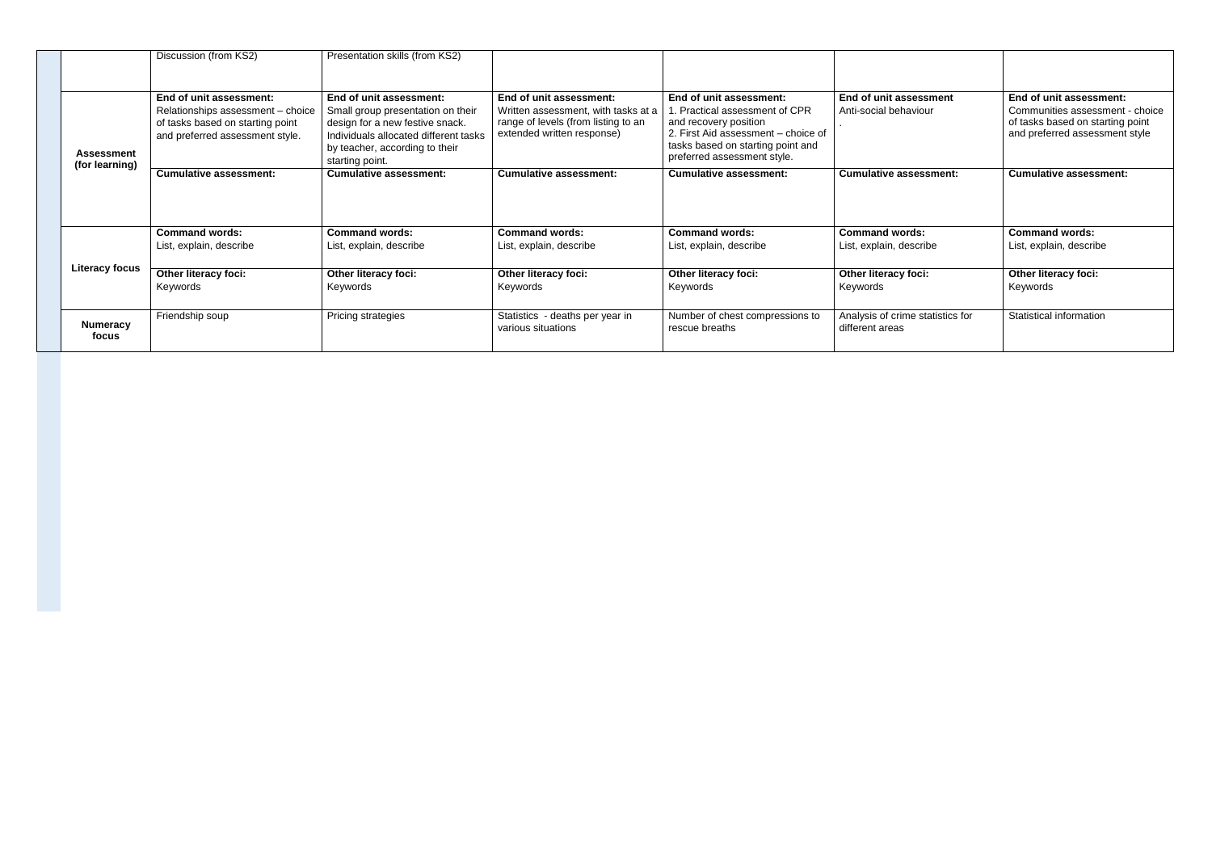| | | | | | | |
|---|---|---|---|---|---|---|
| | Discussion (from KS2) | Presentation skills (from KS2) | | | | |
| **Assessment (for learning)** | **End of unit assessment:** Relationships assessment – choice of tasks based on starting point and preferred assessment style. | **End of unit assessment:** Small group presentation on their design for a new festive snack. Individuals allocated different tasks by teacher, according to their starting point. | **End of unit assessment:** Written assessment, with tasks at a range of levels (from listing to an extended written response) | **End of unit assessment:** 1. Practical assessment of CPR and recovery position 2. First Aid assessment – choice of tasks based on starting point and preferred assessment style. | **End of unit assessment** Anti-social behaviour . | **End of unit assessment:** Communities assessment - choice of tasks based on starting point and preferred assessment style |
| | **Cumulative assessment:** | **Cumulative assessment:** | **Cumulative assessment:** | **Cumulative assessment:** | **Cumulative assessment:** | **Cumulative assessment:** |
| **Literacy focus** | **Command words:** List, explain, describe | **Command words:** List, explain, describe | **Command words:** List, explain, describe | **Command words:** List, explain, describe | **Command words:** List, explain, describe | **Command words:** List, explain, describe |
| | **Other literacy foci:** Keywords | **Other literacy foci:** Keywords | **Other literacy foci:** Keywords | **Other literacy foci:** Keywords | **Other literacy foci:** Keywords | **Other literacy foci:** Keywords |
| **Numeracy focus** | Friendship soup | Pricing strategies | Statistics - deaths per year in various situations | Number of chest compressions to rescue breaths | Analysis of crime statistics for different areas | Statistical information |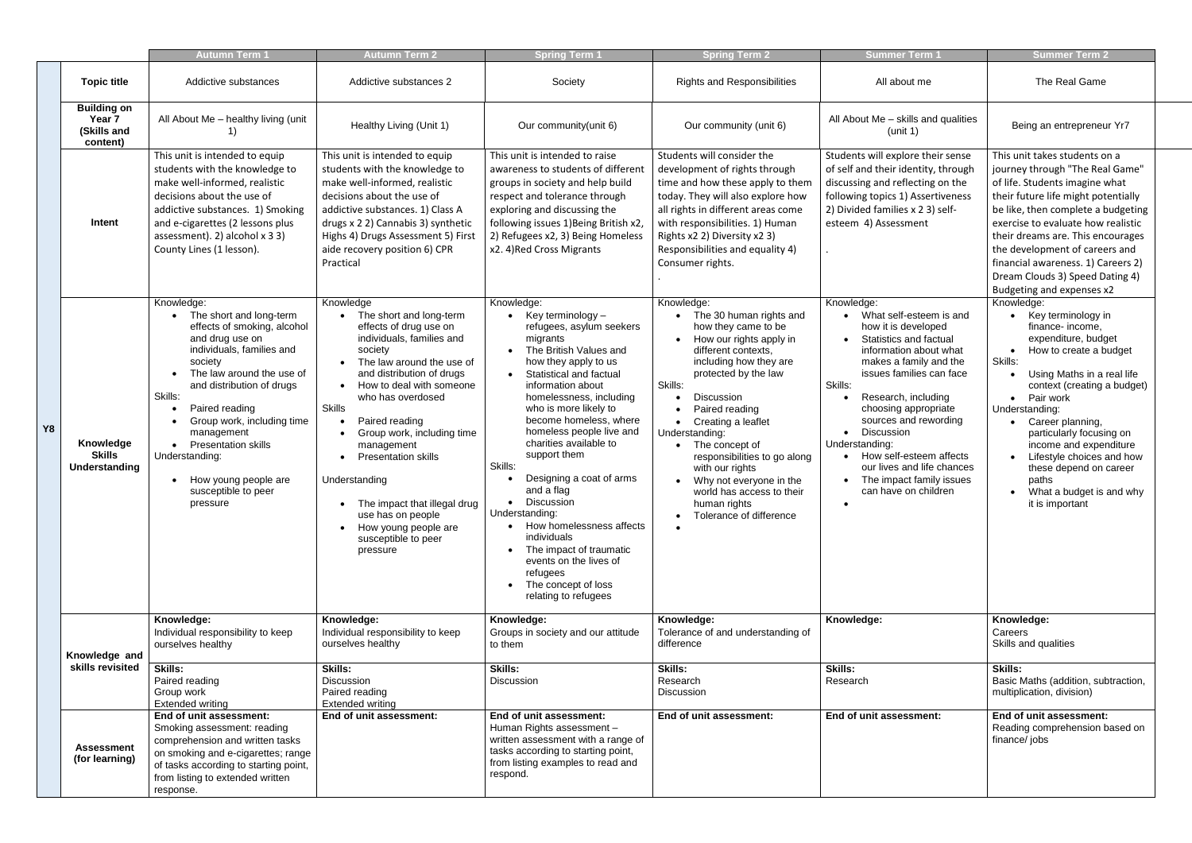| | | Autumn Term 1 | Autumn Term 2 | Spring Term 1 | Spring Term 2 | Summer Term 1 | Summer Term 2 |
|---|---|---|---|---|---|---|---|
| Y8 | **Topic title** | Addictive substances | Addictive substances 2 | Society | Rights and Responsibilities | All about me | The Real Game |
| | **Building on Year 7 (Skills and content)** | All About Me – healthy living (unit 1) | Healthy Living (Unit 1) | Our community(unit 6) | Our community (unit 6) | All About Me – skills and qualities (unit 1) | Being an entrepreneur Yr7 |
| | **Intent** | This unit is intended to equip students with the knowledge to make well-informed, realistic decisions about the use of addictive substances. 1) Smoking and e-cigarettes (2 lessons plus assessment). 2) alcohol x 3 3) County Lines (1 lesson). | This unit is intended to equip students with the knowledge to make well-informed, realistic decisions about the use of addictive substances. 1) Class A drugs x 2 2) Cannabis 3) synthetic Highs 4) Drugs Assessment 5) First aide recovery position 6) CPR Practical | This unit is intended to raise awareness to students of different groups in society and help build respect and tolerance through exploring and discussing the following issues 1)Being British x2, 2) Refugees x2, 3) Being Homeless x2. 4)Red Cross Migrants | Students will consider the development of rights through time and how these apply to them today. They will also explore how all rights in different areas come with responsibilities. 1) Human Rights x2 2) Diversity x2 3) Responsibilities and equality 4) Consumer rights. . | Students will explore their sense of self and their identity, through discussing and reflecting on the following topics 1) Assertiveness 2) Divided families x 2 3) self-esteem 4) Assessment . | This unit takes students on a journey through "The Real Game" of life. Students imagine what their future life might potentially be like, then complete a budgeting exercise to evaluate how realistic their dreams are. This encourages the development of careers and financial awareness. 1) Careers 2) Dream Clouds 3) Speed Dating 4) Budgeting and expenses x2 |
| | **Knowledge Skills Understanding** | Knowledge:<br>• The short and long-term effects of smoking, alcohol and drug use on individuals, families and society<br>• The law around the use of and distribution of drugs<br>Skills:<br>• Paired reading<br>• Group work, including time management<br>• Presentation skills<br>Understanding:<br>• How young people are susceptible to peer pressure | Knowledge<br>• The short and long-term effects of drug use on individuals, families and society<br>• The law around the use of and distribution of drugs<br>• How to deal with someone who has overdosed<br>Skills<br>• Paired reading<br>• Group work, including time management<br>• Presentation skills<br>Understanding<br>• The impact that illegal drug use has on people<br>• How young people are susceptible to peer pressure | Knowledge:<br>• Key terminology – refugees, asylum seekers migrants<br>• The British Values and how they apply to us<br>• Statistical and factual information about homelessness, including who is more likely to become homeless, where homeless people live and charities available to support them<br>Skills:<br>• Designing a coat of arms and a flag<br>• Discussion<br>Understanding:<br>• How homelessness affects individuals<br>• The impact of traumatic events on the lives of refugees<br>• The concept of loss relating to refugees | Knowledge:<br>• The 30 human rights and how they came to be<br>• How our rights apply in different contexts, including how they are protected by the law<br>Skills:<br>• Discussion<br>• Paired reading<br>• Creating a leaflet<br>Understanding:<br>• The concept of responsibilities to go along with our rights<br>• Why not everyone in the world has access to their human rights<br>• Tolerance of difference<br>• | Knowledge:<br>• What self-esteem is and how it is developed<br>• Statistics and factual information about what makes a family and the issues families can face<br>Skills:<br>• Research, including choosing appropriate sources and rewording<br>• Discussion<br>Understanding:<br>• How self-esteem affects our lives and life chances<br>• The impact family issues can have on children<br>• | Knowledge:<br>• Key terminology in finance- income, expenditure, budget<br>• How to create a budget<br>Skills:<br>• Using Maths in a real life context (creating a budget)<br>• Pair work<br>Understanding:<br>• Career planning, particularly focusing on income and expenditure<br>• Lifestyle choices and how these depend on career paths<br>• What a budget is and why it is important |
| | **Knowledge and skills revisited** | **Knowledge:**<br>Individual responsibility to keep ourselves healthy | **Knowledge:**<br>Individual responsibility to keep ourselves healthy | **Knowledge:**<br>Groups in society and our attitude to them | **Knowledge:**<br>Tolerance of and understanding of difference | **Knowledge:** | **Knowledge:**<br>Careers<br>Skills and qualities |
| | | **Skills:**<br>Paired reading<br>Group work<br>Extended writing | **Skills:**<br>Discussion<br>Paired reading<br>Extended writing | **Skills:**<br>Discussion | **Skills:**<br>Research<br>Discussion | **Skills:**<br>Research | **Skills:**<br>Basic Maths (addition, subtraction, multiplication, division) |
| | **Assessment (for learning)** | **End of unit assessment:**<br>Smoking assessment: reading comprehension and written tasks on smoking and e-cigarettes; range of tasks according to starting point, from listing to extended written response. | **End of unit assessment:** | **End of unit assessment:**<br>Human Rights assessment – written assessment with a range of tasks according to starting point, from listing examples to read and respond. | **End of unit assessment:** | **End of unit assessment:** | **End of unit assessment:**<br>Reading comprehension based on finance/ jobs |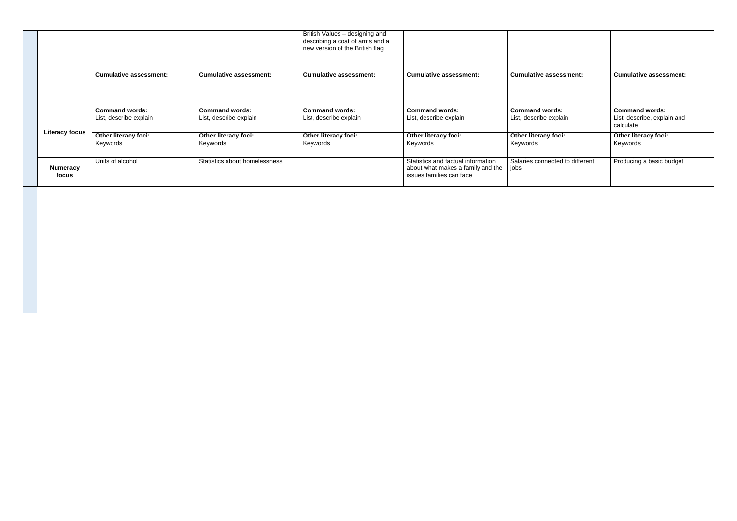| | | | | | | |
|---|---|---|---|---|---|---|
| | | | British Values – designing and describing a coat of arms and a new version of the British flag | | | |
| | **Cumulative assessment:** | **Cumulative assessment:** | **Cumulative assessment:** | **Cumulative assessment:** | **Cumulative assessment:** | **Cumulative assessment:** |
| **Literacy focus** | **Command words:** List, describe explain | **Command words:** List, describe explain | **Command words:** List, describe explain | **Command words:** List, describe explain | **Command words:** List, describe explain | **Command words:** List, describe, explain and calculate |
| | **Other literacy foci:** Keywords | **Other literacy foci:** Keywords | **Other literacy foci:** Keywords | **Other literacy foci:** Keywords | **Other literacy foci:** Keywords | **Other literacy foci:** Keywords |
| **Numeracy focus** | Units of alcohol | Statistics about homelessness | | Statistics and factual information about what makes a family and the issues families can face | Salaries connected to different jobs | Producing a basic budget |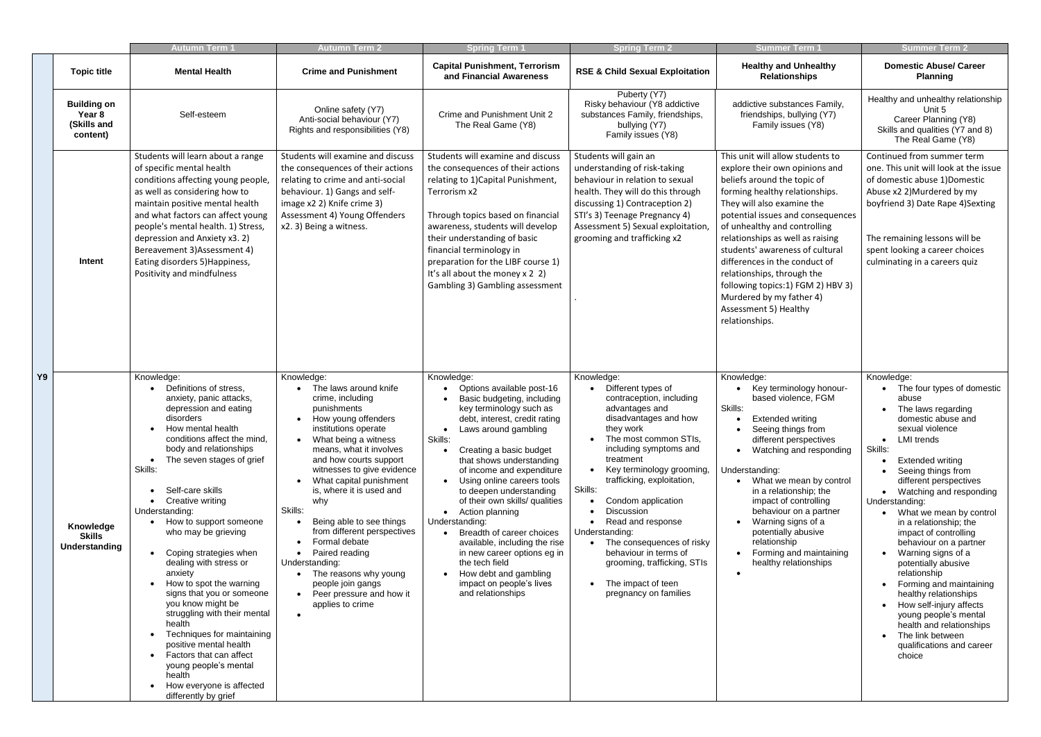| Y9 | | Autumn Term 1 | Autumn Term 2 | Spring Term 1 | Spring Term 2 | Summer Term 1 | Summer Term 2 |
|---|---|---|---|---|---|---|---|
| | **Topic title** | **Mental Health** | **Crime and Punishment** | **Capital Punishment, Terrorism and Financial Awareness** | **RSE & Child Sexual Exploitation** | **Healthy and Unhealthy Relationships** | **Domestic Abuse/ Career Planning** |
| | **Building on Year 8 (Skills and content)** | Self-esteem | Online safety (Y7)<br>Anti-social behaviour (Y7)<br>Rights and responsibilities (Y8) | Crime and Punishment Unit 2<br>The Real Game (Y8) | Puberty (Y7)<br>Risky behaviour (Y8 addictive substances Family, friendships, bullying (Y7)<br>Family issues (Y8) | addictive substances Family, friendships, bullying (Y7)<br>Family issues (Y8) | Healthy and unhealthy relationship Unit 5<br>Career Planning (Y8)<br>Skills and qualities (Y7 and 8)<br>The Real Game (Y8) |
| | **Intent** | Students will learn about a range of specific mental health conditions affecting young people, as well as considering how to maintain positive mental health and what factors can affect young people's mental health. 1) Stress, depression and Anxiety x3. 2) Bereavement 3)Assessment 4) Eating disorders 5)Happiness, Positivity and mindfulness | Students will examine and discuss the consequences of their actions relating to crime and anti-social behaviour. 1) Gangs and self-image x2 2) Knife crime 3) Assessment 4) Young Offenders x2. 3) Being a witness. | Students will examine and discuss the consequences of their actions relating to 1)Capital Punishment, Terrorism x2<br><br>Through topics based on financial awareness, students will develop their understanding of basic financial terminology in preparation for the LIBF course 1) It's all about the money x 2 2) Gambling 3) Gambling assessment | Students will gain an understanding of risk-taking behaviour in relation to sexual health. They will do this through discussing 1) Contraception 2) STI's 3) Teenage Pregnancy 4) Assessment 5) Sexual exploitation, grooming and trafficking x2<br><br>. | This unit will allow students to explore their own opinions and beliefs around the topic of forming healthy relationships. They will also examine the potential issues and consequences of unhealthy and controlling relationships as well as raising students' awareness of cultural differences in the conduct of relationships, through the following topics:1) FGM 2) HBV 3) Murdered by my father 4) Assessment 5) Healthy relationships. | Continued from summer term one. This unit will look at the issue of domestic abuse 1)Domestic Abuse x2 2)Murdered by my boyfriend 3) Date Rape 4)Sexting<br><br>The remaining lessons will be spent looking a career choices culminating in a careers quiz |
| | **Knowledge Skills Understanding** | Knowledge:<br>• Definitions of stress, anxiety, panic attacks, depression and eating disorders<br>• How mental health conditions affect the mind, body and relationships<br>• The seven stages of grief<br>Skills:<br>• Self-care skills<br>• Creative writing<br>Understanding:<br>• How to support someone who may be grieving<br>• Coping strategies when dealing with stress or anxiety<br>• How to spot the warning signs that you or someone you know might be struggling with their mental health<br>• Techniques for maintaining positive mental health<br>• Factors that can affect young people's mental health<br>• How everyone is affected differently by grief | Knowledge:<br>• The laws around knife crime, including punishments<br>• How young offenders institutions operate<br>• What being a witness means, what it involves and how courts support witnesses to give evidence<br>• What capital punishment is, where it is used and why<br>Skills:<br>• Being able to see things from different perspectives<br>• Formal debate<br>• Paired reading<br>Understanding:<br>• The reasons why young people join gangs<br>• Peer pressure and how it applies to crime<br>• | Knowledge:<br>• Options available post-16<br>• Basic budgeting, including key terminology such as debt, interest, credit rating<br>• Laws around gambling<br>Skills:<br>• Creating a basic budget that shows understanding of income and expenditure<br>• Using online careers tools to deepen understanding of their own skills/ qualities<br>• Action planning<br>Understanding:<br>• Breadth of career choices available, including the rise in new career options eg in the tech field<br>• How debt and gambling impact on people's lives and relationships | Knowledge:<br>• Different types of contraception, including advantages and disadvantages and how they work<br>• The most common STIs, including symptoms and treatment<br>• Key terminology grooming, trafficking, exploitation,<br>Skills:<br>• Condom application<br>• Discussion<br>• Read and response<br>Understanding:<br>• The consequences of risky behaviour in terms of grooming, trafficking, STIs<br>• The impact of teen pregnancy on families | Knowledge:<br>• Key terminology honour-based violence, FGM<br>Skills:<br>• Extended writing<br>• Seeing things from different perspectives<br>• Watching and responding<br>Understanding:<br>• What we mean by control in a relationship; the impact of controlling behaviour on a partner<br>• Warning signs of a potentially abusive relationship<br>• Forming and maintaining healthy relationships<br>• | Knowledge:<br>• The four types of domestic abuse<br>• The laws regarding domestic abuse and sexual violence<br>• LMI trends<br>Skills:<br>• Extended writing<br>• Seeing things from different perspectives<br>• Watching and responding<br>Understanding:<br>• What we mean by control in a relationship; the impact of controlling behaviour on a partner<br>• Warning signs of a potentially abusive relationship<br>• Forming and maintaining healthy relationships<br>• How self-injury affects young people's mental health and relationships<br>• The link between qualifications and career choice |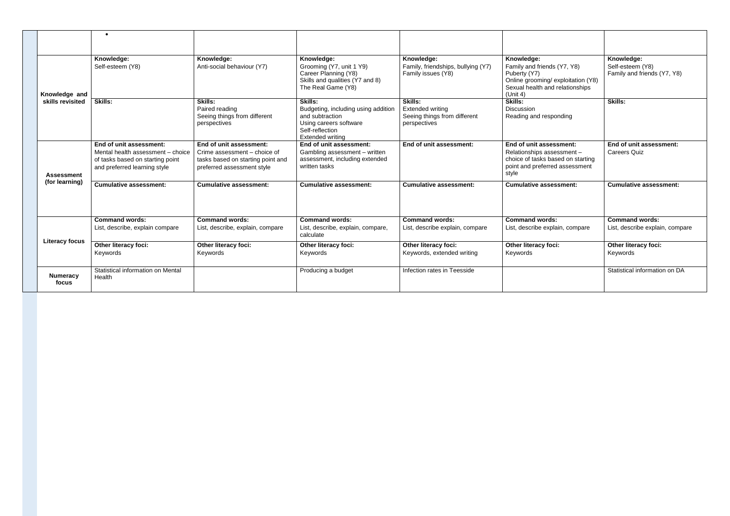| | | | | | | |
|---|---|---|---|---|---|---|
| | • | | | | | |
| Knowledge and skills revisited | **Knowledge:**<br>Self-esteem (Y8) | **Knowledge:**<br>Anti-social behaviour (Y7) | **Knowledge:**<br>Grooming (Y7, unit 1 Y9)<br>Career Planning (Y8)<br>Skills and qualities (Y7 and 8)<br>The Real Game (Y8) | **Knowledge:**<br>Family, friendships, bullying (Y7)<br>Family issues (Y8) | **Knowledge:**<br>Family and friends (Y7, Y8)<br>Puberty (Y7)<br>Online grooming/ exploitation (Y8)<br>Sexual health and relationships (Unit 4) | **Knowledge:**<br>Self-esteem (Y8)<br>Family and friends (Y7, Y8) |
| | **Skills:** | **Skills:**<br>Paired reading<br>Seeing things from different perspectives | **Skills:**<br>Budgeting, including using addition and subtraction<br>Using careers software<br>Self-reflection<br>Extended writing | **Skills:**<br>Extended writing<br>Seeing things from different perspectives | **Skills:**<br>Discussion<br>Reading and responding | **Skills:** |
| Assessment (for learning) | **End of unit assessment:**<br>Mental health assessment – choice of tasks based on starting point and preferred learning style | **End of unit assessment:**<br>Crime assessment – choice of tasks based on starting point and preferred assessment style | **End of unit assessment:**<br>Gambling assessment – written assessment, including extended written tasks | **End of unit assessment:** | **End of unit assessment:**<br>Relationships assessment – choice of tasks based on starting point and preferred assessment style | **End of unit assessment:**<br>Careers Quiz |
| | **Cumulative assessment:** | **Cumulative assessment:** | **Cumulative assessment:** | **Cumulative assessment:** | **Cumulative assessment:** | **Cumulative assessment:** |
| Literacy focus | **Command words:**<br>List, describe, explain compare | **Command words:**<br>List, describe, explain, compare | **Command words:**<br>List, describe, explain, compare, calculate | **Command words:**<br>List, describe explain, compare | **Command words:**<br>List, describe explain, compare | **Command words:**<br>List, describe explain, compare |
| | **Other literacy foci:**<br>Keywords | **Other literacy foci:**<br>Keywords | **Other literacy foci:**<br>Keywords | **Other literacy foci:**<br>Keywords, extended writing | **Other literacy foci:**<br>Keywords | **Other literacy foci:**<br>Keywords |
| Numeracy focus | Statistical information on Mental Health | | Producing a budget | Infection rates in Teesside | | Statistical information on DA |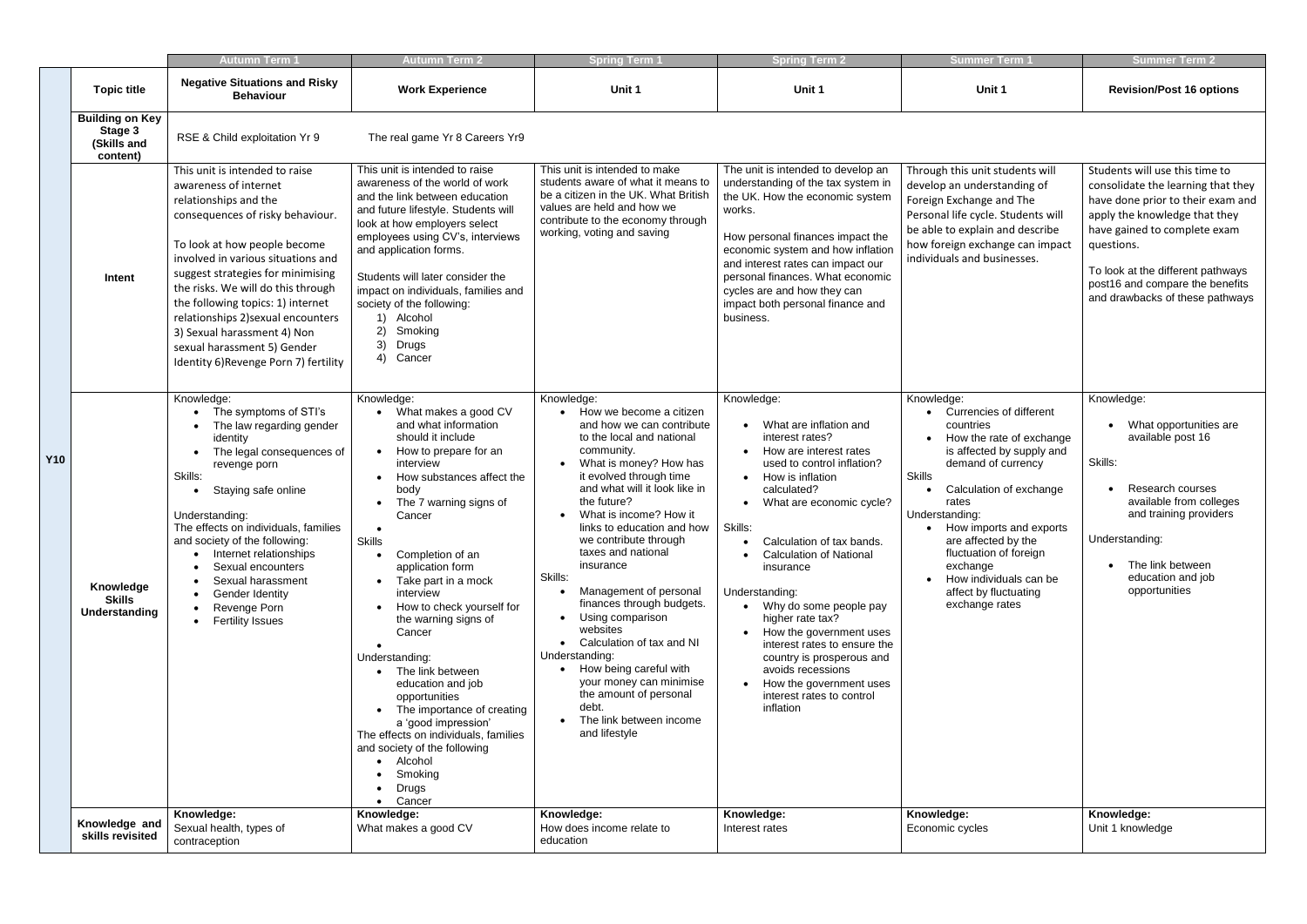| | | Autumn Term 1 | Autumn Term 2 | Spring Term 1 | Spring Term 2 | Summer Term 1 | Summer Term 2 |
|---|---|---|---|---|---|---|---|
| Y10 | **Topic title** | **Negative Situations and Risky Behaviour** | **Work Experience** | **Unit 1** | **Unit 1** | **Unit 1** | **Revision/Post 16 options** |
| | **Building on Key Stage 3 (Skills and content)** | RSE & Child exploitation Yr 9 | The real game Yr 8 Careers Yr9 | | | | |
| | **Intent** | This unit is intended to raise awareness of internet relationships and the consequences of risky behaviour.<br><br>To look at how people become involved in various situations and suggest strategies for minimising the risks. We will do this through the following topics: 1) internet relationships 2)sexual encounters 3) Sexual harassment 4) Non sexual harassment 5) Gender Identity 6)Revenge Porn 7) fertility | This unit is intended to raise awareness of the world of work and the link between education and future lifestyle. Students will look at how employers select employees using CV's, interviews and application forms.<br><br>Students will later consider the impact on individuals, families and society of the following:<br>1) Alcohol<br>2) Smoking<br>3) Drugs<br>4) Cancer | This unit is intended to make students aware of what it means to be a citizen in the UK. What British values are held and how we contribute to the economy through working, voting and saving | The unit is intended to develop an understanding of the tax system in the UK. How the economic system works.<br><br>How personal finances impact the economic system and how inflation and interest rates can impact our personal finances. What economic cycles are and how they can impact both personal finance and business. | Through this unit students will develop an understanding of Foreign Exchange and The Personal life cycle. Students will be able to explain and describe how foreign exchange can impact individuals and businesses. | Students will use this time to consolidate the learning that they have done prior to their exam and apply the knowledge that they have gained to complete exam questions.<br><br>To look at the different pathways post16 and compare the benefits and drawbacks of these pathways |
| | **Knowledge Skills Understanding** | Knowledge:<br>• The symptoms of STI's<br>• The law regarding gender identity<br>• The legal consequences of revenge porn<br>Skills:<br>• Staying safe online<br><br>Understanding:<br>The effects on individuals, families and society of the following:<br>• Internet relationships<br>• Sexual encounters<br>• Sexual harassment<br>• Gender Identity<br>• Revenge Porn<br>• Fertility Issues | Knowledge:<br>• What makes a good CV and what information should it include<br>• How to prepare for an interview<br>• How substances affect the body<br>• The 7 warning signs of Cancer<br>•<br>Skills<br>• Completion of an application form<br>• Take part in a mock interview<br>• How to check yourself for the warning signs of Cancer<br>•<br>Understanding:<br>• The link between education and job opportunities<br>• The importance of creating a 'good impression'<br>The effects on individuals, families and society of the following<br>• Alcohol<br>• Smoking<br>• Drugs<br>• Cancer | Knowledge:<br>• How we become a citizen and how we can contribute to the local and national community.<br>• What is money? How has it evolved through time and what will it look like in the future?<br>• What is income? How it links to education and how we contribute through taxes and national insurance<br>Skills:<br>• Management of personal finances through budgets.<br>• Using comparison websites<br>• Calculation of tax and NI<br>Understanding:<br>• How being careful with your money can minimise the amount of personal debt.<br>• The link between income and lifestyle | Knowledge:<br>• What are inflation and interest rates?<br>• How are interest rates used to control inflation?<br>• How is inflation calculated?<br>• What are economic cycle?<br><br>Skills:<br>• Calculation of tax bands.<br>• Calculation of National insurance<br><br>Understanding:<br>• Why do some people pay higher rate tax?<br>• How the government uses interest rates to ensure the country is prosperous and avoids recessions<br>• How the government uses interest rates to control inflation | Knowledge:<br>• Currencies of different countries<br>• How the rate of exchange is affected by supply and demand of currency<br>Skills<br>• Calculation of exchange rates<br>Understanding:<br>• How imports and exports are affected by the fluctuation of foreign exchange<br>• How individuals can be affect by fluctuating exchange rates | Knowledge:<br>• What opportunities are available post 16<br><br>Skills:<br>• Research courses available from colleges and training providers<br><br>Understanding:<br>• The link between education and job opportunities |
| | **Knowledge and skills revisited** | **Knowledge:**<br>Sexual health, types of contraception | **Knowledge:**<br>What makes a good CV | **Knowledge:**<br>How does income relate to education | **Knowledge:**<br>Interest rates | **Knowledge:**<br>Economic cycles | **Knowledge:**<br>Unit 1 knowledge |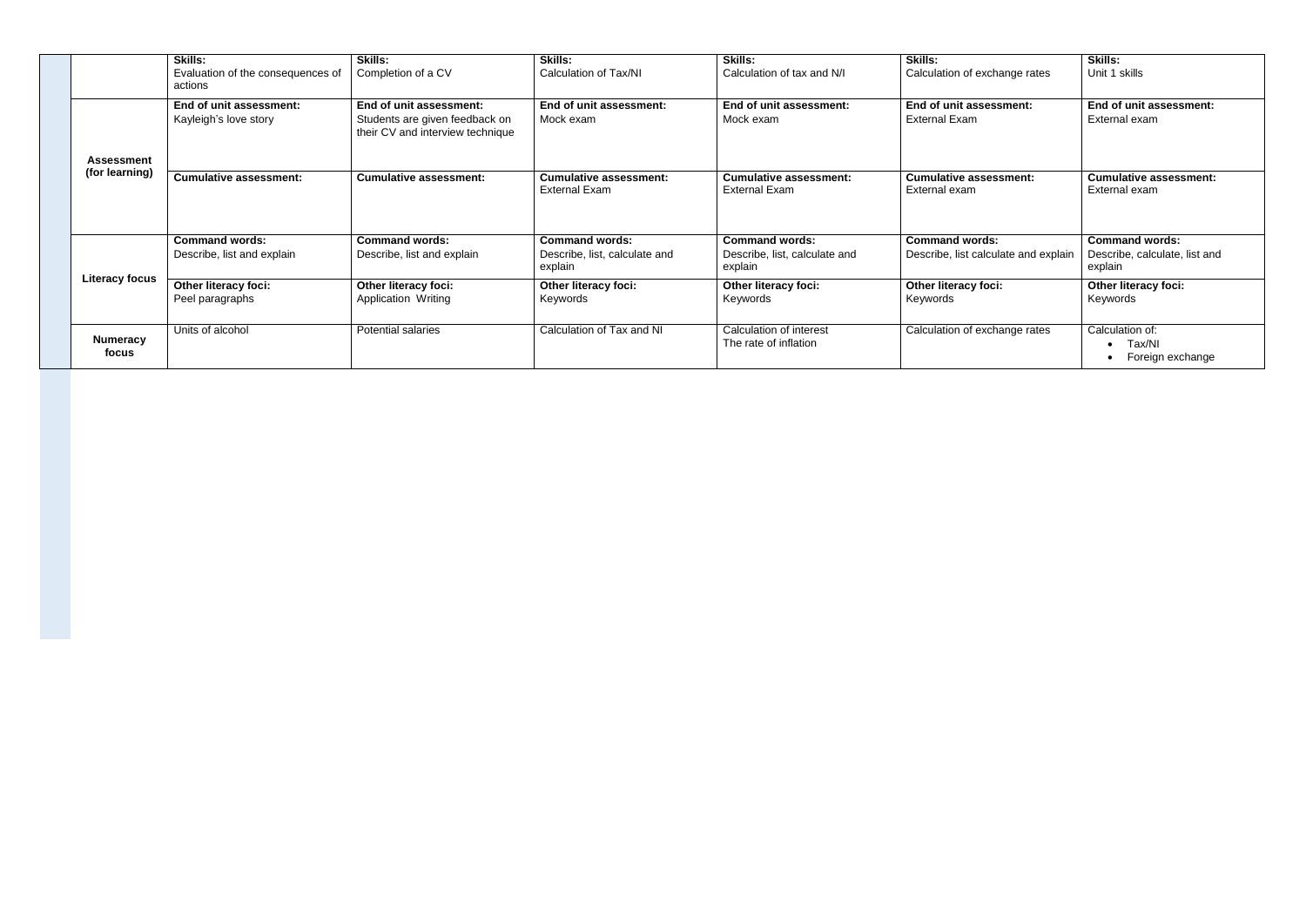| | | | | | | |
|---|---|---|---|---|---|---|
| | **Skills:** Evaluation of the consequences of actions | **Skills:** Completion of a CV | **Skills:** Calculation of Tax/NI | **Skills:** Calculation of tax and N/I | **Skills:** Calculation of exchange rates | **Skills:** Unit 1 skills |
| **Assessment (for learning)** | **End of unit assessment:** Kayleigh's love story | **End of unit assessment:** Students are given feedback on their CV and interview technique | **End of unit assessment:** Mock exam | **End of unit assessment:** Mock exam | **End of unit assessment:** External Exam | **End of unit assessment:** External exam |
| | **Cumulative assessment:** | **Cumulative assessment:** | **Cumulative assessment:** External Exam | **Cumulative assessment:** External Exam | **Cumulative assessment:** External exam | **Cumulative assessment:** External exam |
| **Literacy focus** | **Command words:** Describe, list and explain | **Command words:** Describe, list and explain | **Command words:** Describe, list, calculate and explain | **Command words:** Describe, list, calculate and explain | **Command words:** Describe, list calculate and explain | **Command words:** Describe, calculate, list and explain |
| | **Other literacy foci:** Peel paragraphs | **Other literacy foci:** Application Writing | **Other literacy foci:** Keywords | **Other literacy foci:** Keywords | **Other literacy foci:** Keywords | **Other literacy foci:** Keywords |
| **Numeracy focus** | Units of alcohol | Potential salaries | Calculation of Tax and NI | Calculation of interest<br>The rate of inflation | Calculation of exchange rates | Calculation of:<br>• Tax/NI<br>• Foreign exchange |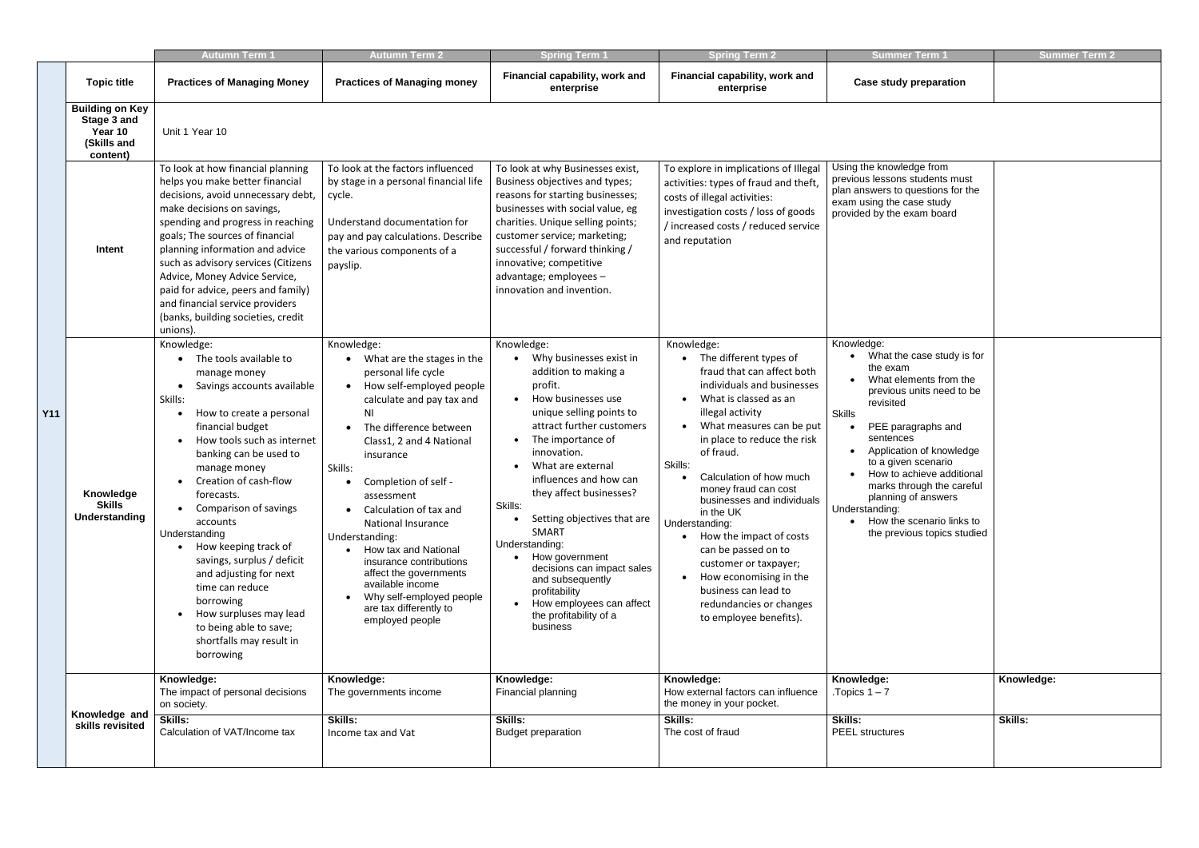| | | Autumn Term 1 | Autumn Term 2 | Spring Term 1 | Spring Term 2 | Summer Term 1 | Summer Term 2 |
|---|---|---|---|---|---|---|---|
| Y11 | **Topic title** | **Practices of Managing Money** | **Practices of Managing money** | **Financial capability, work and enterprise** | **Financial capability, work and enterprise** | **Case study preparation** | |
| | **Building on Key Stage 3 and Year 10 (Skills and content)** | Unit 1 Year 10 | | | | | |
| | **Intent** | To look at how financial planning helps you make better financial decisions, avoid unnecessary debt, make decisions on savings, spending and progress in reaching goals; The sources of financial planning information and advice such as advisory services (Citizens Advice, Money Advice Service, paid for advice, peers and family) and financial service providers (banks, building societies, credit unions). | To look at the factors influenced by stage in a personal financial life cycle.<br><br>Understand documentation for pay and pay calculations. Describe the various components of a payslip. | To look at why Businesses exist, Business objectives and types; reasons for starting businesses; businesses with social value, eg charities. Unique selling points; customer service; marketing; successful / forward thinking / innovative; competitive advantage; employees – innovation and invention. | To explore in implications of Illegal activities: types of fraud and theft, costs of illegal activities: investigation costs / loss of goods / increased costs / reduced service and reputation | Using the knowledge from previous lessons students must plan answers to questions for the exam using the case study provided by the exam board | |
| | **Knowledge Skills Understanding** | Knowledge:<br>• The tools available to manage money<br>• Savings accounts available<br>Skills:<br>• How to create a personal financial budget<br>• How tools such as internet banking can be used to manage money<br>• Creation of cash-flow forecasts.<br>• Comparison of savings accounts<br>Understanding<br>• How keeping track of savings, surplus / deficit and adjusting for next time can reduce borrowing<br>• How surpluses may lead to being able to save; shortfalls may result in borrowing | Knowledge:<br>• What are the stages in the personal life cycle<br>• How self-employed people calculate and pay tax and NI<br>• The difference between Class1, 2 and 4 National insurance<br>Skills:<br>• Completion of self - assessment<br>• Calculation of tax and National Insurance<br>Understanding:<br>• How tax and National insurance contributions affect the governments available income<br>• Why self-employed people are tax differently to employed people | Knowledge:<br>• Why businesses exist in addition to making a profit.<br>• How businesses use unique selling points to attract further customers<br>• The importance of innovation.<br>• What are external influences and how can they affect businesses?<br>Skills:<br>• Setting objectives that are SMART<br>Understanding:<br>• How government decisions can impact sales and subsequently profitability<br>• How employees can affect the profitability of a business | Knowledge:<br>• The different types of fraud that can affect both individuals and businesses<br>• What is classed as an illegal activity<br>• What measures can be put in place to reduce the risk of fraud.<br>Skills:<br>• Calculation of how much money fraud can cost businesses and individuals in the UK<br>Understanding:<br>• How the impact of costs can be passed on to customer or taxpayer;<br>• How economising in the business can lead to redundancies or changes to employee benefits). | Knowledge:<br>• What the case study is for the exam<br>• What elements from the previous units need to be revisited<br>Skills<br>• PEE paragraphs and sentences<br>• Application of knowledge to a given scenario<br>• How to achieve additional marks through the careful planning of answers<br>Understanding:<br>• How the scenario links to the previous topics studied | |
| | **Knowledge and skills revisited** | **Knowledge:**<br>The impact of personal decisions on society.<br>**Skills:**<br>Calculation of VAT/Income tax | **Knowledge:**<br>The governments income<br>**Skills:**<br>Income tax and Vat | **Knowledge:**<br>Financial planning<br>**Skills:**<br>Budget preparation | **Knowledge:**<br>How external factors can influence the money in your pocket.<br>**Skills:**<br>The cost of fraud | **Knowledge:**<br>.Topics 1 – 7<br>**Skills:**<br>PEEL structures | **Knowledge:**<br>**Skills:** |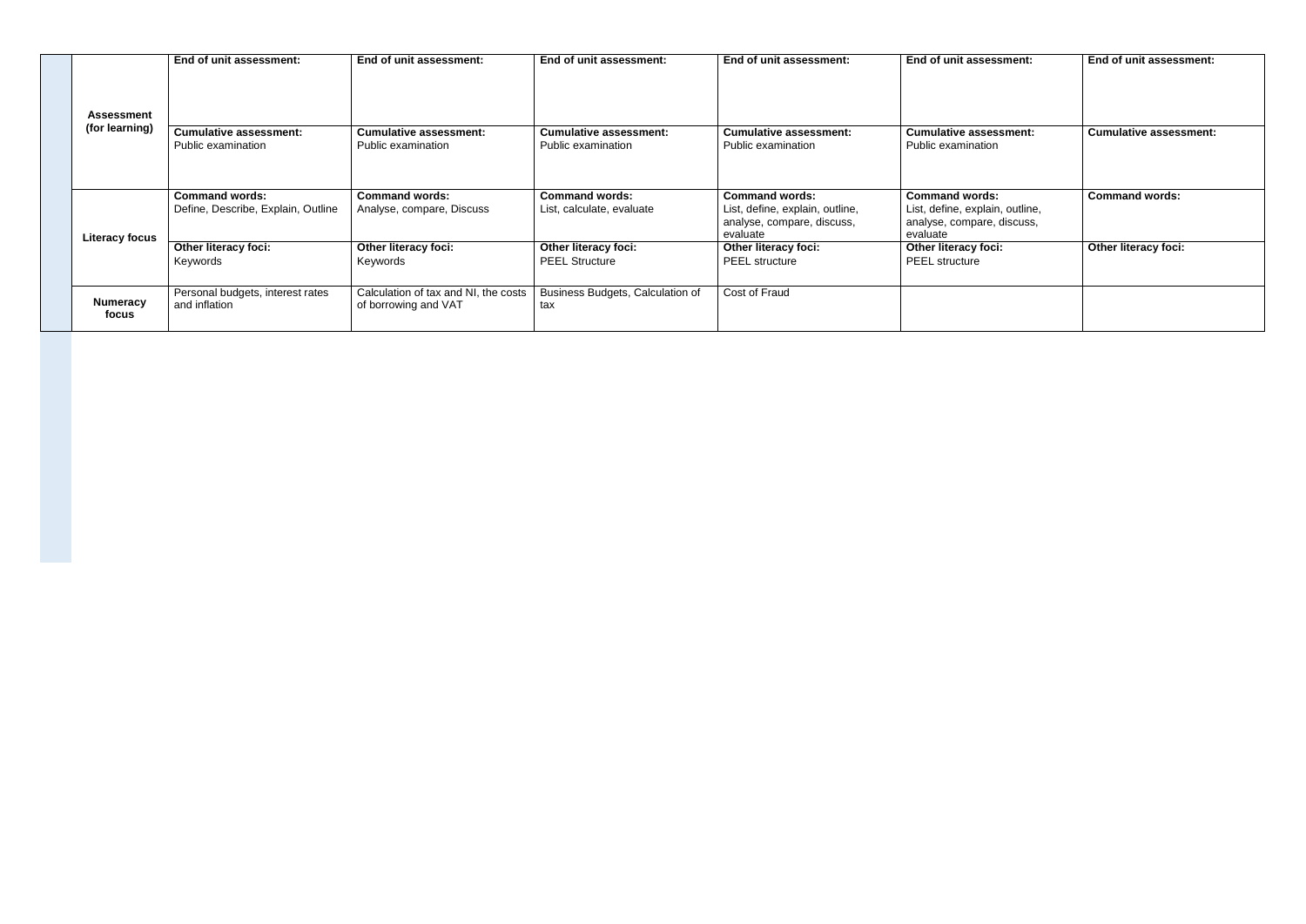| | | | | | | |
|---|---|---|---|---|---|---|
| **Assessment (for learning)** | **End of unit assessment:** | **End of unit assessment:** | **End of unit assessment:** | **End of unit assessment:** | **End of unit assessment:** | **End of unit assessment:** |
| | **Cumulative assessment:** Public examination | **Cumulative assessment:** Public examination | **Cumulative assessment:** Public examination | **Cumulative assessment:** Public examination | **Cumulative assessment:** Public examination | **Cumulative assessment:** |
| **Literacy focus** | **Command words:** Define, Describe, Explain, Outline | **Command words:** Analyse, compare, Discuss | **Command words:** List, calculate, evaluate | **Command words:** List, define, explain, outline, analyse, compare, discuss, evaluate | **Command words:** List, define, explain, outline, analyse, compare, discuss, evaluate | **Command words:** |
| | **Other literacy foci:** Keywords | **Other literacy foci:** Keywords | **Other literacy foci:** PEEL Structure | **Other literacy foci:** PEEL structure | **Other literacy foci:** PEEL structure | **Other literacy foci:** |
| **Numeracy focus** | Personal budgets, interest rates and inflation | Calculation of tax and NI, the costs of borrowing and VAT | Business Budgets, Calculation of tax | Cost of Fraud | | |